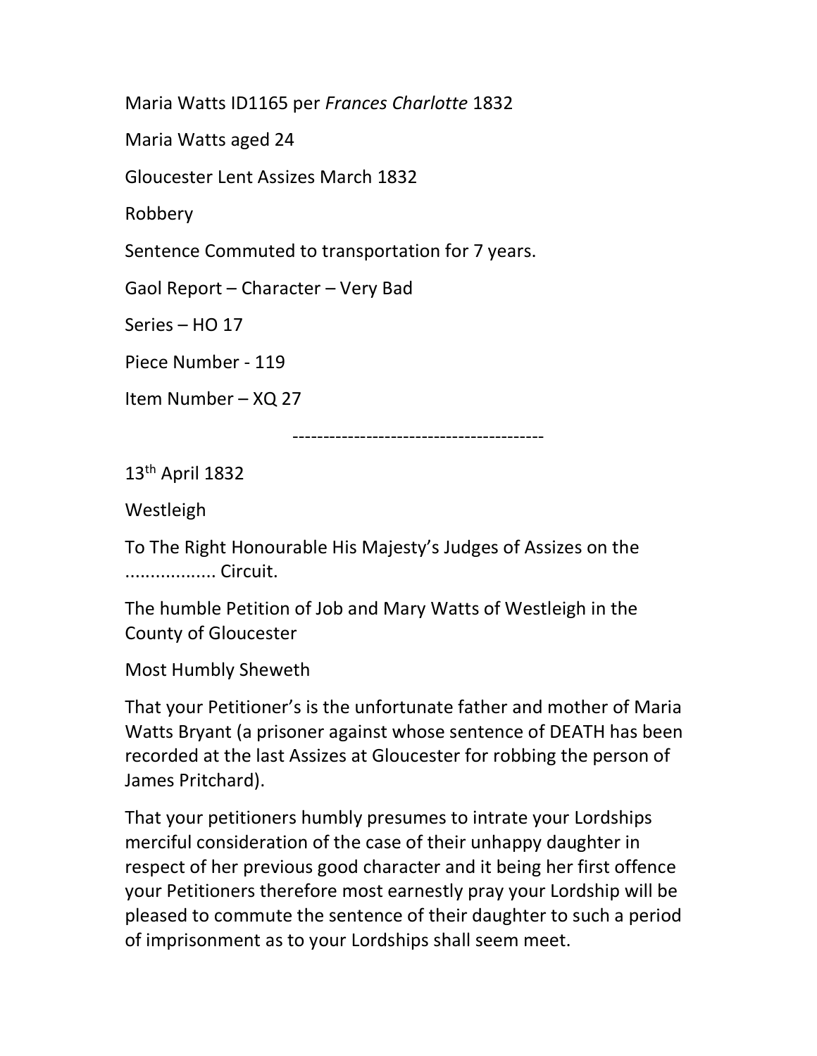Maria Watts ID1165 per *Frances Charlotte* 1832

Maria Watts aged 24

Gloucester Lent Assizes March 1832

Robbery

Sentence Commuted to transportation for 7 years.

Gaol Report – Character – Very Bad

Series – HO 17

Piece Number - 119

Item Number – XQ 27

---

13th April 1832

Westleigh

To The Right Honourable His Majesty's Judges of Assizes on the ................. Circuit.

The humble Petition of Job and Mary Watts of Westleigh in the County of Gloucester

Most Humbly Sheweth

That your Petitioner's is the unfortunate father and mother of Maria Watts Bryant (a prisoner against whose sentence of DEATH has been recorded at the last Assizes at Gloucester for robbing the person of James Pritchard).

That your petitioners humbly presumes to intrate your Lordships merciful consideration of the case of their unhappy daughter in respect of her previous good character and it being her first offence your Petitioners therefore most earnestly pray your Lordship will be pleased to commute the sentence of their daughter to such a period of imprisonment as to your Lordships shall seem meet.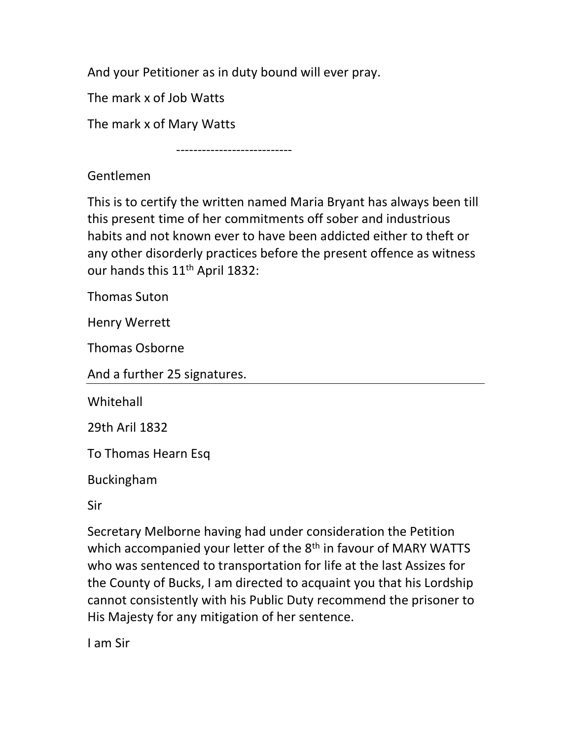And your Petitioner as in duty bound will ever pray.

The mark x of Job Watts

The mark x of Mary Watts

---------------------------

Gentlemen

This is to certify the written named Maria Bryant has always been till this present time of her commitments off sober and industrious habits and not known ever to have been addicted either to theft or any other disorderly practices before the present offence as witness our hands this 11th April 1832:

Thomas Suton

Henry Werrett

Thomas Osborne

And a further 25 signatures.

---

Whitehall

29th Aril 1832

To Thomas Hearn Esq

Buckingham

Sir

Secretary Melborne having had under consideration the Petition which accompanied your letter of the 8th in favour of MARY WATTS who was sentenced to transportation for life at the last Assizes for the County of Bucks, I am directed to acquaint you that his Lordship cannot consistently with his Public Duty recommend the prisoner to His Majesty for any mitigation of her sentence.

I am Sir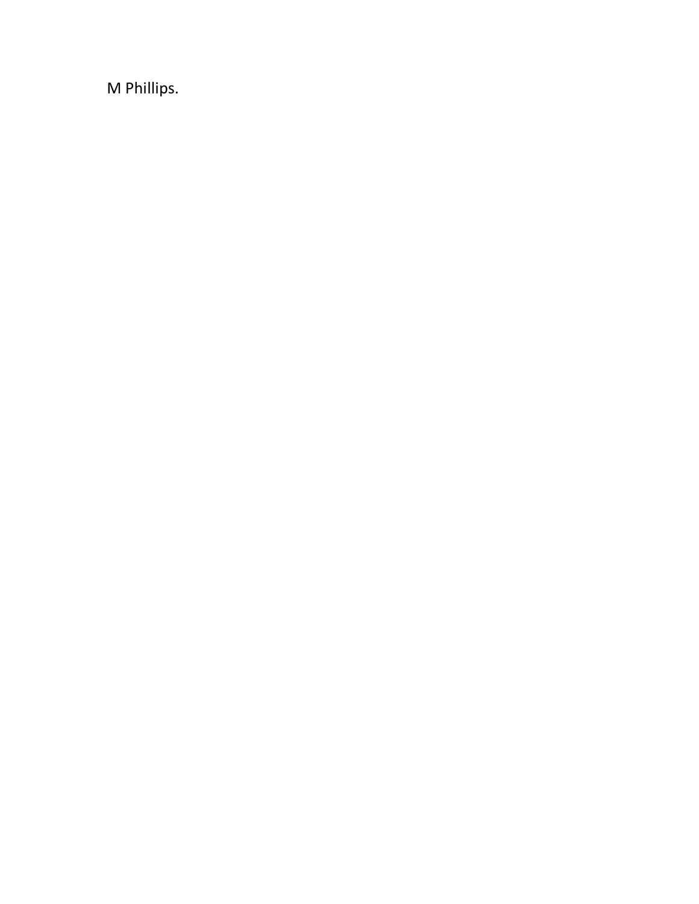M Phillips.